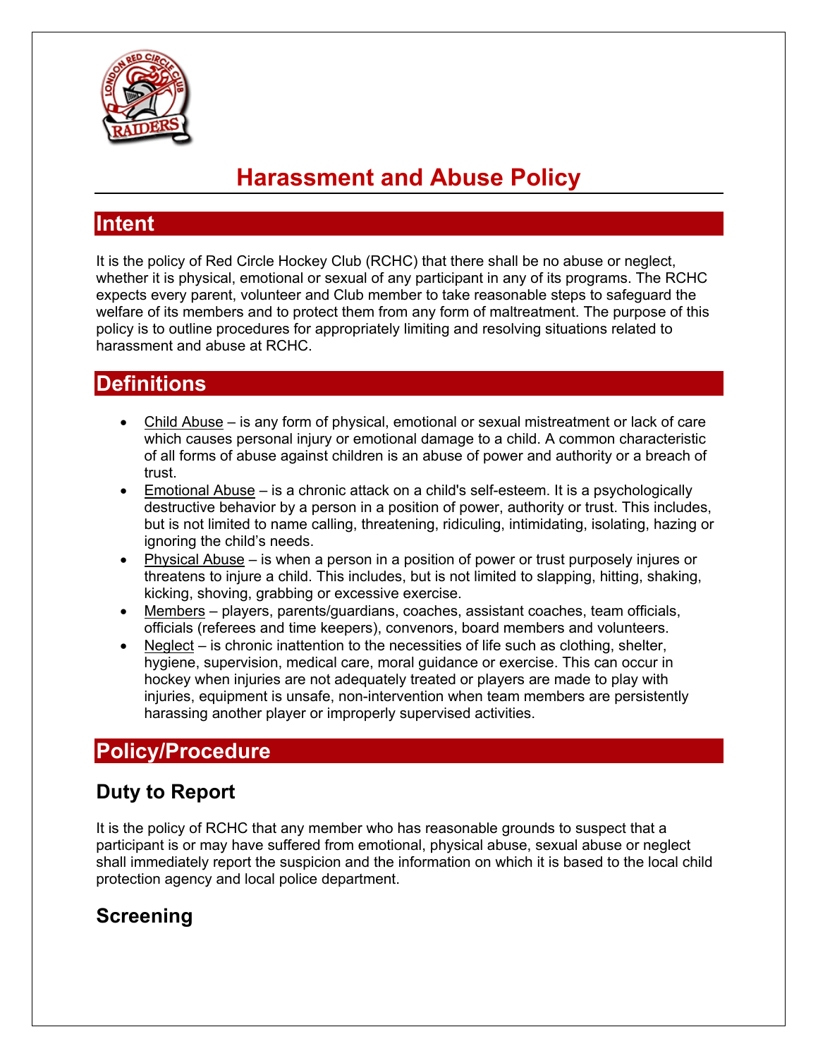# Harassment and Abuse Policy

## Intent

It is the policy of Red Circle Hockey Club (RCHC) that there shall be no abuse or neglect, whether it is physical, emotional or sexual of any participant in any of its programs. The RCHC expects every parent, volunteer and Club member to take reasonable steps to safeguard the welfare of its members and to protect them from any form of maltreatment. The purpose of this policy is to outline procedures for appropriately limiting and resolving situations related to harassment and abuse at RCHC.

## Definitions

- Child Abuse – is any form of physical, emotional or sexual mistreatment or lack of care which causes personal injury or emotional damage to a child. A common characteristic of all forms of abuse against children is an abuse of power and authority or a breach of trust.
- Emotional Abuse – is a chronic attack on a child's self-esteem. It is a psychologically destructive behavior by a person in a position of power, authority or trust. This includes, but is not limited to name calling, threatening, ridiculing, intimidating, isolating, hazing or ignoring the child's needs.
- Physical Abuse – is when a person in a position of power or trust purposely injures or threatens to injure a child. This includes, but is not limited to slapping, hitting, shaking, kicking, shoving, grabbing or excessive exercise.
- Members – players, parents/guardians, coaches, assistant coaches, team officials, officials (referees and time keepers), convenors, board members and volunteers.
- Neglect – is chronic inattention to the necessities of life such as clothing, shelter, hygiene, supervision, medical care, moral guidance or exercise. This can occur in hockey when injuries are not adequately treated or players are made to play with injuries, equipment is unsafe, non-intervention when team members are persistently harassing another player or improperly supervised activities.

## Policy/Procedure

### Duty to Report

It is the policy of RCHC that any member who has reasonable grounds to suspect that a participant is or may have suffered from emotional, physical abuse, sexual abuse or neglect shall immediately report the suspicion and the information on which it is based to the local child protection agency and local police department.

### Screening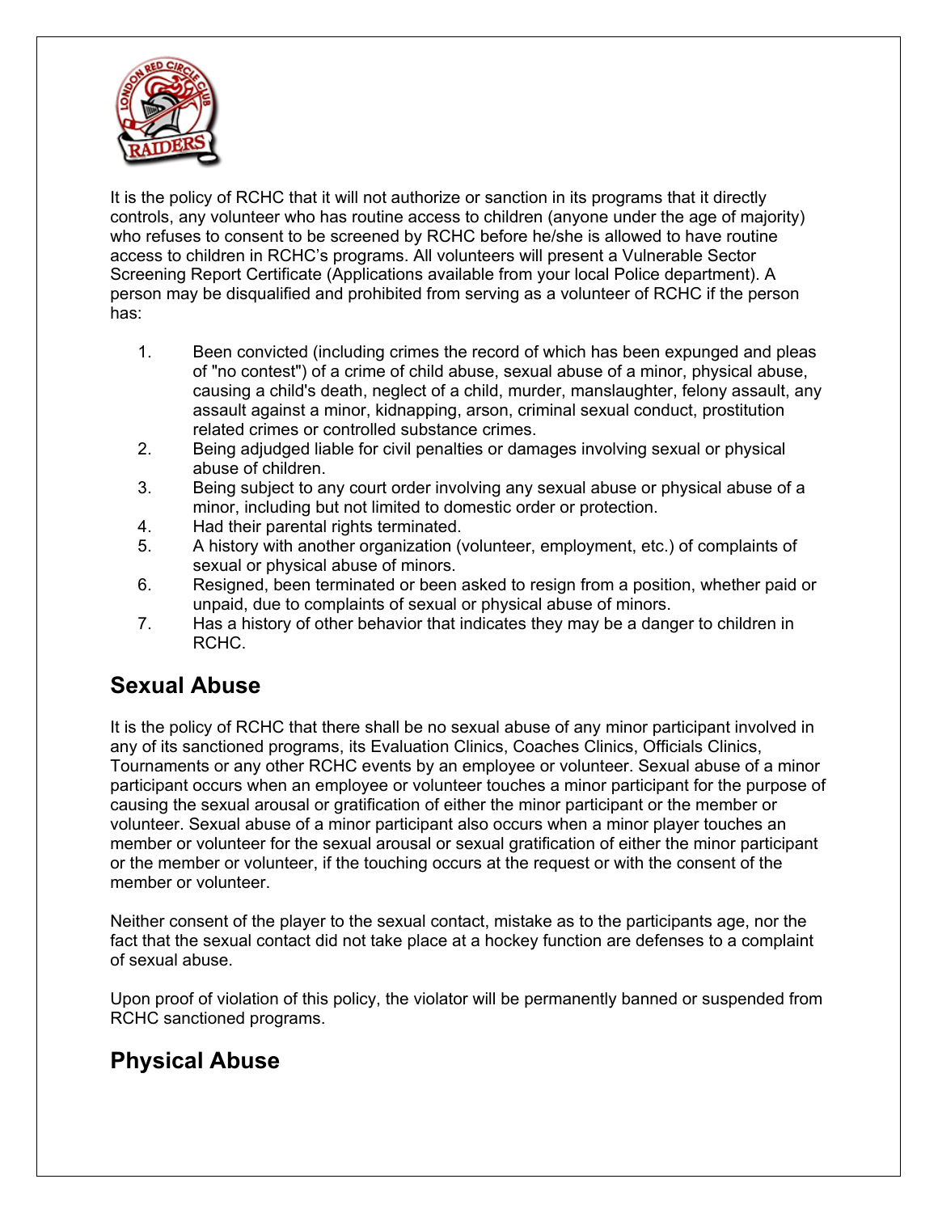It is the policy of RCHC that it will not authorize or sanction in its programs that it directly controls, any volunteer who has routine access to children (anyone under the age of majority) who refuses to consent to be screened by RCHC before he/she is allowed to have routine access to children in RCHC's programs. All volunteers will present a Vulnerable Sector Screening Report Certificate (Applications available from your local Police department). A person may be disqualified and prohibited from serving as a volunteer of RCHC if the person has:

1. Been convicted (including crimes the record of which has been expunged and pleas of "no contest") of a crime of child abuse, sexual abuse of a minor, physical abuse, causing a child's death, neglect of a child, murder, manslaughter, felony assault, any assault against a minor, kidnapping, arson, criminal sexual conduct, prostitution related crimes or controlled substance crimes.
2. Being adjudged liable for civil penalties or damages involving sexual or physical abuse of children.
3. Being subject to any court order involving any sexual abuse or physical abuse of a minor, including but not limited to domestic order or protection.
4. Had their parental rights terminated.
5. A history with another organization (volunteer, employment, etc.) of complaints of sexual or physical abuse of minors.
6. Resigned, been terminated or been asked to resign from a position, whether paid or unpaid, due to complaints of sexual or physical abuse of minors.
7. Has a history of other behavior that indicates they may be a danger to children in RCHC.

## Sexual Abuse

It is the policy of RCHC that there shall be no sexual abuse of any minor participant involved in any of its sanctioned programs, its Evaluation Clinics, Coaches Clinics, Officials Clinics, Tournaments or any other RCHC events by an employee or volunteer. Sexual abuse of a minor participant occurs when an employee or volunteer touches a minor participant for the purpose of causing the sexual arousal or gratification of either the minor participant or the member or volunteer. Sexual abuse of a minor participant also occurs when a minor player touches an member or volunteer for the sexual arousal or sexual gratification of either the minor participant or the member or volunteer, if the touching occurs at the request or with the consent of the member or volunteer.

Neither consent of the player to the sexual contact, mistake as to the participants age, nor the fact that the sexual contact did not take place at a hockey function are defenses to a complaint of sexual abuse.

Upon proof of violation of this policy, the violator will be permanently banned or suspended from RCHC sanctioned programs.

## Physical Abuse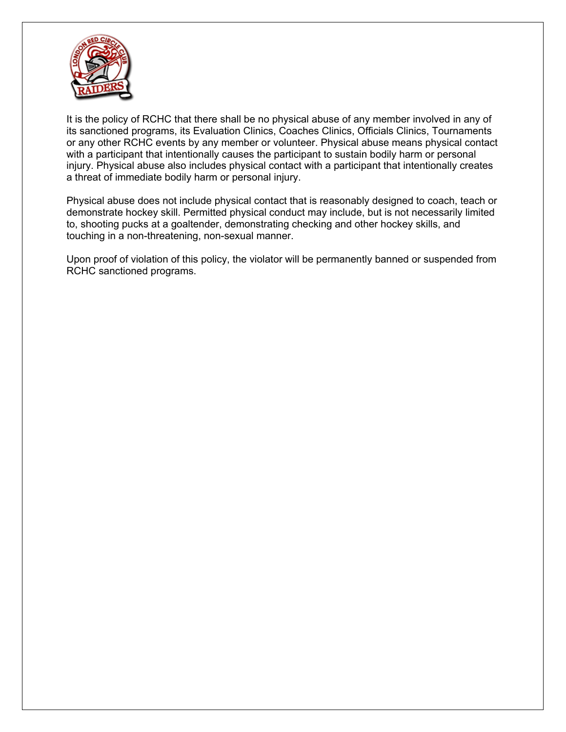It is the policy of RCHC that there shall be no physical abuse of any member involved in any of its sanctioned programs, its Evaluation Clinics, Coaches Clinics, Officials Clinics, Tournaments or any other RCHC events by any member or volunteer. Physical abuse means physical contact with a participant that intentionally causes the participant to sustain bodily harm or personal injury. Physical abuse also includes physical contact with a participant that intentionally creates a threat of immediate bodily harm or personal injury.

Physical abuse does not include physical contact that is reasonably designed to coach, teach or demonstrate hockey skill. Permitted physical conduct may include, but is not necessarily limited to, shooting pucks at a goaltender, demonstrating checking and other hockey skills, and touching in a non-threatening, non-sexual manner.

Upon proof of violation of this policy, the violator will be permanently banned or suspended from RCHC sanctioned programs.